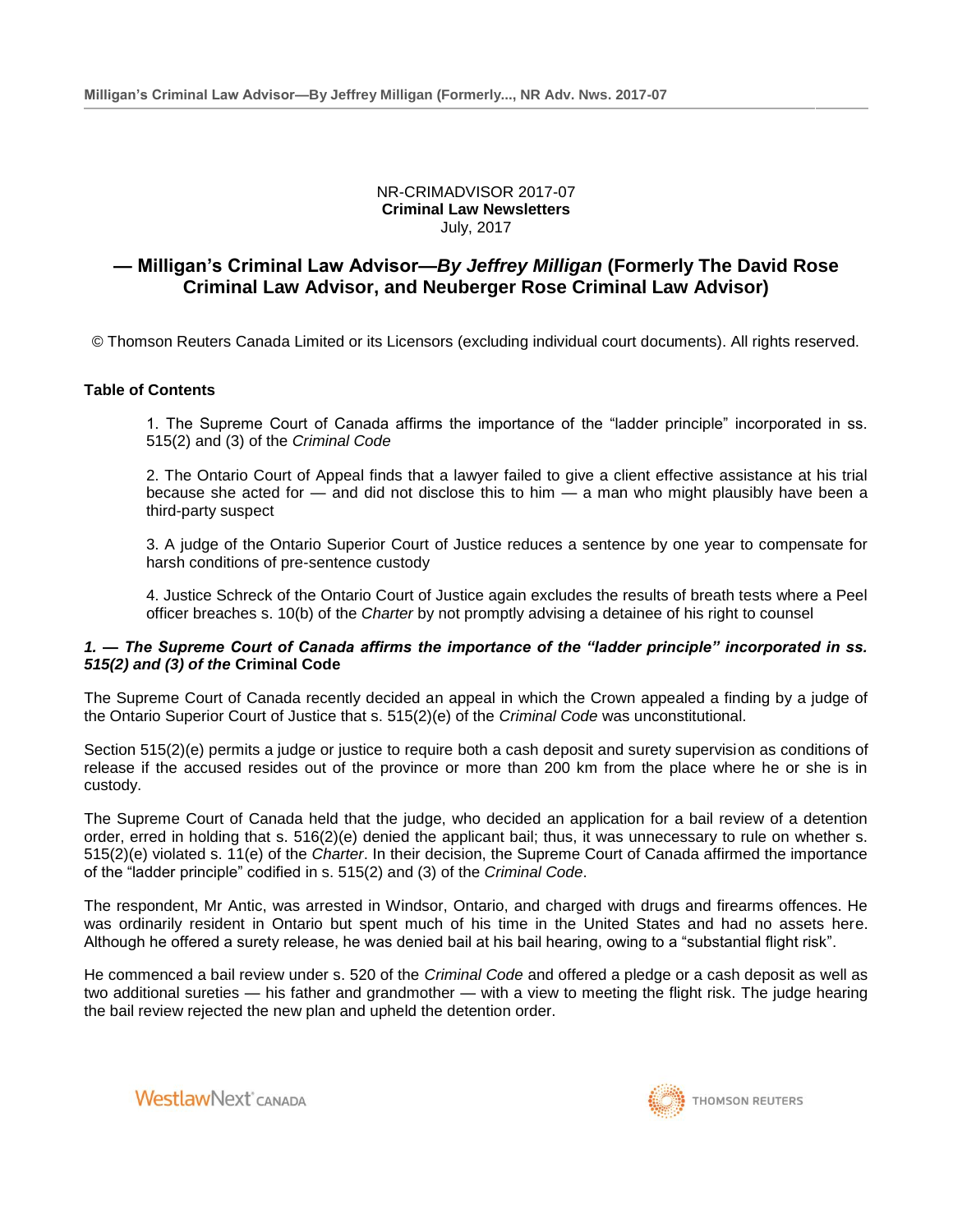NR-CRIMADVISOR 2017-07
**Criminal Law Newsletters**
July, 2017

# — Milligan's Criminal Law Advisor—*By Jeffrey Milligan* (Formerly The David Rose Criminal Law Advisor, and Neuberger Rose Criminal Law Advisor)

© Thomson Reuters Canada Limited or its Licensors (excluding individual court documents). All rights reserved.

**Table of Contents**

1. The Supreme Court of Canada affirms the importance of the "ladder principle" incorporated in ss. 515(2) and (3) of the *Criminal Code*

2. The Ontario Court of Appeal finds that a lawyer failed to give a client effective assistance at his trial because she acted for — and did not disclose this to him — a man who might plausibly have been a third-party suspect

3. A judge of the Ontario Superior Court of Justice reduces a sentence by one year to compensate for harsh conditions of pre-sentence custody

4. Justice Schreck of the Ontario Court of Justice again excludes the results of breath tests where a Peel officer breaches s. 10(b) of the *Charter* by not promptly advising a detainee of his right to counsel

## *1. — The Supreme Court of Canada affirms the importance of the "ladder principle" incorporated in ss. 515(2) and (3) of the* Criminal Code

The Supreme Court of Canada recently decided an appeal in which the Crown appealed a finding by a judge of the Ontario Superior Court of Justice that s. 515(2)(e) of the *Criminal Code* was unconstitutional.

Section 515(2)(e) permits a judge or justice to require both a cash deposit and surety supervision as conditions of release if the accused resides out of the province or more than 200 km from the place where he or she is in custody.

The Supreme Court of Canada held that the judge, who decided an application for a bail review of a detention order, erred in holding that s. 516(2)(e) denied the applicant bail; thus, it was unnecessary to rule on whether s. 515(2)(e) violated s. 11(e) of the *Charter*. In their decision, the Supreme Court of Canada affirmed the importance of the "ladder principle" codified in s. 515(2) and (3) of the *Criminal Code*.

The respondent, Mr Antic, was arrested in Windsor, Ontario, and charged with drugs and firearms offences. He was ordinarily resident in Ontario but spent much of his time in the United States and had no assets here. Although he offered a surety release, he was denied bail at his bail hearing, owing to a "substantial flight risk".

He commenced a bail review under s. 520 of the *Criminal Code* and offered a pledge or a cash deposit as well as two additional sureties — his father and grandmother — with a view to meeting the flight risk. The judge hearing the bail review rejected the new plan and upheld the detention order.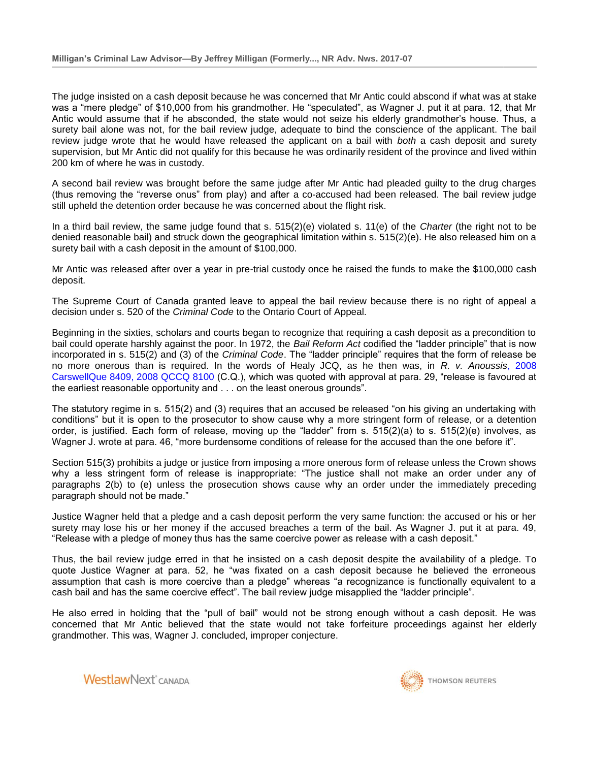The judge insisted on a cash deposit because he was concerned that Mr Antic could abscond if what was at stake was a "mere pledge" of $10,000 from his grandmother. He "speculated", as Wagner J. put it at para. 12, that Mr Antic would assume that if he absconded, the state would not seize his elderly grandmother's house. Thus, a surety bail alone was not, for the bail review judge, adequate to bind the conscience of the applicant. The bail review judge wrote that he would have released the applicant on a bail with *both* a cash deposit and surety supervision, but Mr Antic did not qualify for this because he was ordinarily resident of the province and lived within 200 km of where he was in custody.

A second bail review was brought before the same judge after Mr Antic had pleaded guilty to the drug charges (thus removing the "reverse onus" from play) and after a co-accused had been released. The bail review judge still upheld the detention order because he was concerned about the flight risk.

In a third bail review, the same judge found that s. 515(2)(e) violated s. 11(e) of the *Charter* (the right not to be denied reasonable bail) and struck down the geographical limitation within s. 515(2)(e). He also released him on a surety bail with a cash deposit in the amount of $100,000.

Mr Antic was released after over a year in pre-trial custody once he raised the funds to make the $100,000 cash deposit.

The Supreme Court of Canada granted leave to appeal the bail review because there is no right of appeal a decision under s. 520 of the *Criminal Code* to the Ontario Court of Appeal.

Beginning in the sixties, scholars and courts began to recognize that requiring a cash deposit as a precondition to bail could operate harshly against the poor. In 1972, the *Bail Reform Act* codified the "ladder principle" that is now incorporated in s. 515(2) and (3) of the *Criminal Code*. The "ladder principle" requires that the form of release be no more onerous than is required. In the words of Healy JCQ, as he then was, in *R. v. Anoussis*, 2008 CarswellQue 8409, 2008 QCCQ 8100 (C.Q.), which was quoted with approval at para. 29, "release is favoured at the earliest reasonable opportunity and . . . on the least onerous grounds".

The statutory regime in s. 515(2) and (3) requires that an accused be released "on his giving an undertaking with conditions" but it is open to the prosecutor to show cause why a more stringent form of release, or a detention order, is justified. Each form of release, moving up the "ladder" from s. 515(2)(a) to s. 515(2)(e) involves, as Wagner J. wrote at para. 46, "more burdensome conditions of release for the accused than the one before it".

Section 515(3) prohibits a judge or justice from imposing a more onerous form of release unless the Crown shows why a less stringent form of release is inappropriate: "The justice shall not make an order under any of paragraphs 2(b) to (e) unless the prosecution shows cause why an order under the immediately preceding paragraph should not be made."

Justice Wagner held that a pledge and a cash deposit perform the very same function: the accused or his or her surety may lose his or her money if the accused breaches a term of the bail. As Wagner J. put it at para. 49, "Release with a pledge of money thus has the same coercive power as release with a cash deposit."

Thus, the bail review judge erred in that he insisted on a cash deposit despite the availability of a pledge. To quote Justice Wagner at para. 52, he "was fixated on a cash deposit because he believed the erroneous assumption that cash is more coercive than a pledge" whereas "a recognizance is functionally equivalent to a cash bail and has the same coercive effect". The bail review judge misapplied the "ladder principle".

He also erred in holding that the "pull of bail" would not be strong enough without a cash deposit. He was concerned that Mr Antic believed that the state would not take forfeiture proceedings against her elderly grandmother. This was, Wagner J. concluded, improper conjecture.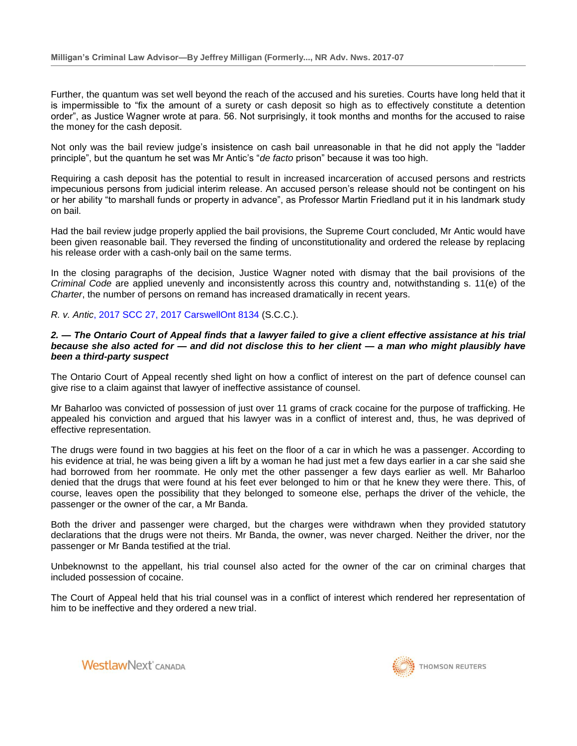Further, the quantum was set well beyond the reach of the accused and his sureties. Courts have long held that it is impermissible to "fix the amount of a surety or cash deposit so high as to effectively constitute a detention order", as Justice Wagner wrote at para. 56. Not surprisingly, it took months and months for the accused to raise the money for the cash deposit.

Not only was the bail review judge's insistence on cash bail unreasonable in that he did not apply the "ladder principle", but the quantum he set was Mr Antic's "*de facto* prison" because it was too high.

Requiring a cash deposit has the potential to result in increased incarceration of accused persons and restricts impecunious persons from judicial interim release. An accused person's release should not be contingent on his or her ability "to marshall funds or property in advance", as Professor Martin Friedland put it in his landmark study on bail.

Had the bail review judge properly applied the bail provisions, the Supreme Court concluded, Mr Antic would have been given reasonable bail. They reversed the finding of unconstitutionality and ordered the release by replacing his release order with a cash-only bail on the same terms.

In the closing paragraphs of the decision, Justice Wagner noted with dismay that the bail provisions of the *Criminal Code* are applied unevenly and inconsistently across this country and, notwithstanding s. 11(e) of the *Charter*, the number of persons on remand has increased dramatically in recent years.

*R. v. Antic*, 2017 SCC 27, 2017 CarswellOnt 8134 (S.C.C.).

***2. — The Ontario Court of Appeal finds that a lawyer failed to give a client effective assistance at his trial because she also acted for — and did not disclose this to her client — a man who might plausibly have been a third-party suspect***

The Ontario Court of Appeal recently shed light on how a conflict of interest on the part of defence counsel can give rise to a claim against that lawyer of ineffective assistance of counsel.

Mr Baharloo was convicted of possession of just over 11 grams of crack cocaine for the purpose of trafficking. He appealed his conviction and argued that his lawyer was in a conflict of interest and, thus, he was deprived of effective representation.

The drugs were found in two baggies at his feet on the floor of a car in which he was a passenger. According to his evidence at trial, he was being given a lift by a woman he had just met a few days earlier in a car she said she had borrowed from her roommate. He only met the other passenger a few days earlier as well. Mr Baharloo denied that the drugs that were found at his feet ever belonged to him or that he knew they were there. This, of course, leaves open the possibility that they belonged to someone else, perhaps the driver of the vehicle, the passenger or the owner of the car, a Mr Banda.

Both the driver and passenger were charged, but the charges were withdrawn when they provided statutory declarations that the drugs were not theirs. Mr Banda, the owner, was never charged. Neither the driver, nor the passenger or Mr Banda testified at the trial.

Unbeknownst to the appellant, his trial counsel also acted for the owner of the car on criminal charges that included possession of cocaine.

The Court of Appeal held that his trial counsel was in a conflict of interest which rendered her representation of him to be ineffective and they ordered a new trial.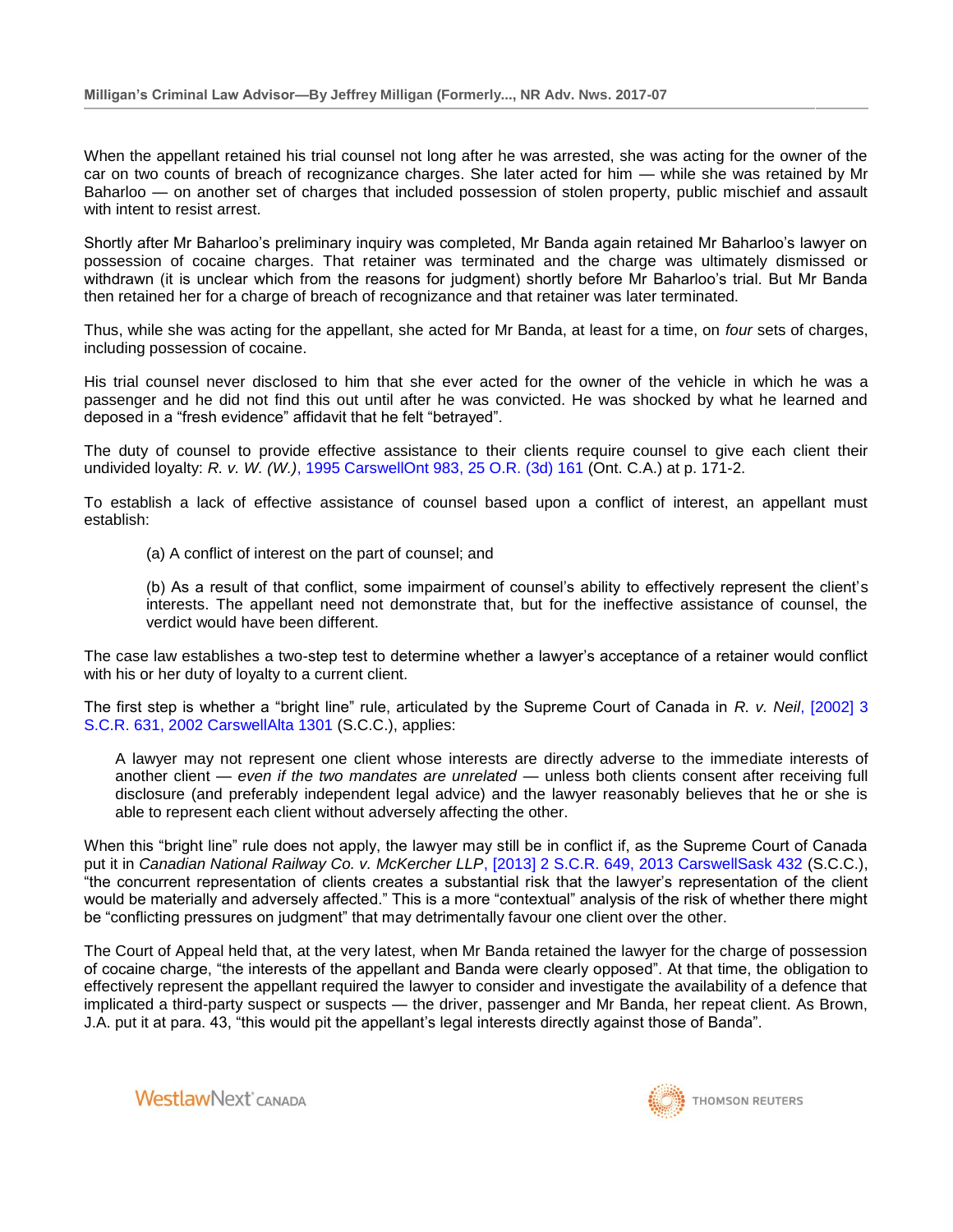When the appellant retained his trial counsel not long after he was arrested, she was acting for the owner of the car on two counts of breach of recognizance charges. She later acted for him — while she was retained by Mr Baharloo — on another set of charges that included possession of stolen property, public mischief and assault with intent to resist arrest.

Shortly after Mr Baharloo's preliminary inquiry was completed, Mr Banda again retained Mr Baharloo's lawyer on possession of cocaine charges. That retainer was terminated and the charge was ultimately dismissed or withdrawn (it is unclear which from the reasons for judgment) shortly before Mr Baharloo's trial. But Mr Banda then retained her for a charge of breach of recognizance and that retainer was later terminated.

Thus, while she was acting for the appellant, she acted for Mr Banda, at least for a time, on *four* sets of charges, including possession of cocaine.

His trial counsel never disclosed to him that she ever acted for the owner of the vehicle in which he was a passenger and he did not find this out until after he was convicted. He was shocked by what he learned and deposed in a "fresh evidence" affidavit that he felt "betrayed".

The duty of counsel to provide effective assistance to their clients require counsel to give each client their undivided loyalty: *R. v. W. (W.)*, 1995 CarswellOnt 983, 25 O.R. (3d) 161 (Ont. C.A.) at p. 171-2.

To establish a lack of effective assistance of counsel based upon a conflict of interest, an appellant must establish:

> (a) A conflict of interest on the part of counsel; and
>
> (b) As a result of that conflict, some impairment of counsel's ability to effectively represent the client's interests. The appellant need not demonstrate that, but for the ineffective assistance of counsel, the verdict would have been different.

The case law establishes a two-step test to determine whether a lawyer's acceptance of a retainer would conflict with his or her duty of loyalty to a current client.

The first step is whether a "bright line" rule, articulated by the Supreme Court of Canada in *R. v. Neil*, [2002] 3 S.C.R. 631, 2002 CarswellAlta 1301 (S.C.C.), applies:

> A lawyer may not represent one client whose interests are directly adverse to the immediate interests of another client — *even if the two mandates are unrelated* — unless both clients consent after receiving full disclosure (and preferably independent legal advice) and the lawyer reasonably believes that he or she is able to represent each client without adversely affecting the other.

When this "bright line" rule does not apply, the lawyer may still be in conflict if, as the Supreme Court of Canada put it in *Canadian National Railway Co. v. McKercher LLP*, [2013] 2 S.C.R. 649, 2013 CarswellSask 432 (S.C.C.), "the concurrent representation of clients creates a substantial risk that the lawyer's representation of the client would be materially and adversely affected." This is a more "contextual" analysis of the risk of whether there might be "conflicting pressures on judgment" that may detrimentally favour one client over the other.

The Court of Appeal held that, at the very latest, when Mr Banda retained the lawyer for the charge of possession of cocaine charge, "the interests of the appellant and Banda were clearly opposed". At that time, the obligation to effectively represent the appellant required the lawyer to consider and investigate the availability of a defence that implicated a third-party suspect or suspects — the driver, passenger and Mr Banda, her repeat client. As Brown, J.A. put it at para. 43, "this would pit the appellant's legal interests directly against those of Banda".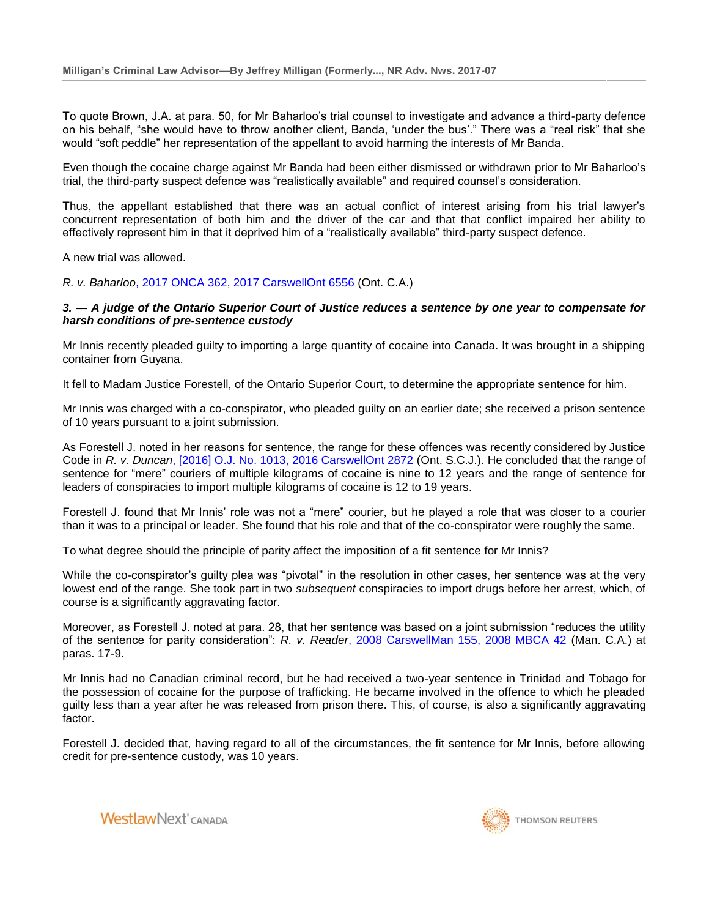To quote Brown, J.A. at para. 50, for Mr Baharloo's trial counsel to investigate and advance a third-party defence on his behalf, "she would have to throw another client, Banda, 'under the bus'." There was a "real risk" that she would "soft peddle" her representation of the appellant to avoid harming the interests of Mr Banda.

Even though the cocaine charge against Mr Banda had been either dismissed or withdrawn prior to Mr Baharloo's trial, the third-party suspect defence was "realistically available" and required counsel's consideration.

Thus, the appellant established that there was an actual conflict of interest arising from his trial lawyer's concurrent representation of both him and the driver of the car and that that conflict impaired her ability to effectively represent him in that it deprived him of a "realistically available" third-party suspect defence.

A new trial was allowed.

*R. v. Baharloo*, 2017 ONCA 362, 2017 CarswellOnt 6556 (Ont. C.A.)

### *3. — A judge of the Ontario Superior Court of Justice reduces a sentence by one year to compensate for harsh conditions of pre-sentence custody*

Mr Innis recently pleaded guilty to importing a large quantity of cocaine into Canada. It was brought in a shipping container from Guyana.

It fell to Madam Justice Forestell, of the Ontario Superior Court, to determine the appropriate sentence for him.

Mr Innis was charged with a co-conspirator, who pleaded guilty on an earlier date; she received a prison sentence of 10 years pursuant to a joint submission.

As Forestell J. noted in her reasons for sentence, the range for these offences was recently considered by Justice Code in *R. v. Duncan*, [2016] O.J. No. 1013, 2016 CarswellOnt 2872 (Ont. S.C.J.). He concluded that the range of sentence for "mere" couriers of multiple kilograms of cocaine is nine to 12 years and the range of sentence for leaders of conspiracies to import multiple kilograms of cocaine is 12 to 19 years.

Forestell J. found that Mr Innis' role was not a "mere" courier, but he played a role that was closer to a courier than it was to a principal or leader. She found that his role and that of the co-conspirator were roughly the same.

To what degree should the principle of parity affect the imposition of a fit sentence for Mr Innis?

While the co-conspirator's guilty plea was "pivotal" in the resolution in other cases, her sentence was at the very lowest end of the range. She took part in two *subsequent* conspiracies to import drugs before her arrest, which, of course is a significantly aggravating factor.

Moreover, as Forestell J. noted at para. 28, that her sentence was based on a joint submission "reduces the utility of the sentence for parity consideration": *R. v. Reader*, 2008 CarswellMan 155, 2008 MBCA 42 (Man. C.A.) at paras. 17-9.

Mr Innis had no Canadian criminal record, but he had received a two-year sentence in Trinidad and Tobago for the possession of cocaine for the purpose of trafficking. He became involved in the offence to which he pleaded guilty less than a year after he was released from prison there. This, of course, is also a significantly aggravating factor.

Forestell J. decided that, having regard to all of the circumstances, the fit sentence for Mr Innis, before allowing credit for pre-sentence custody, was 10 years.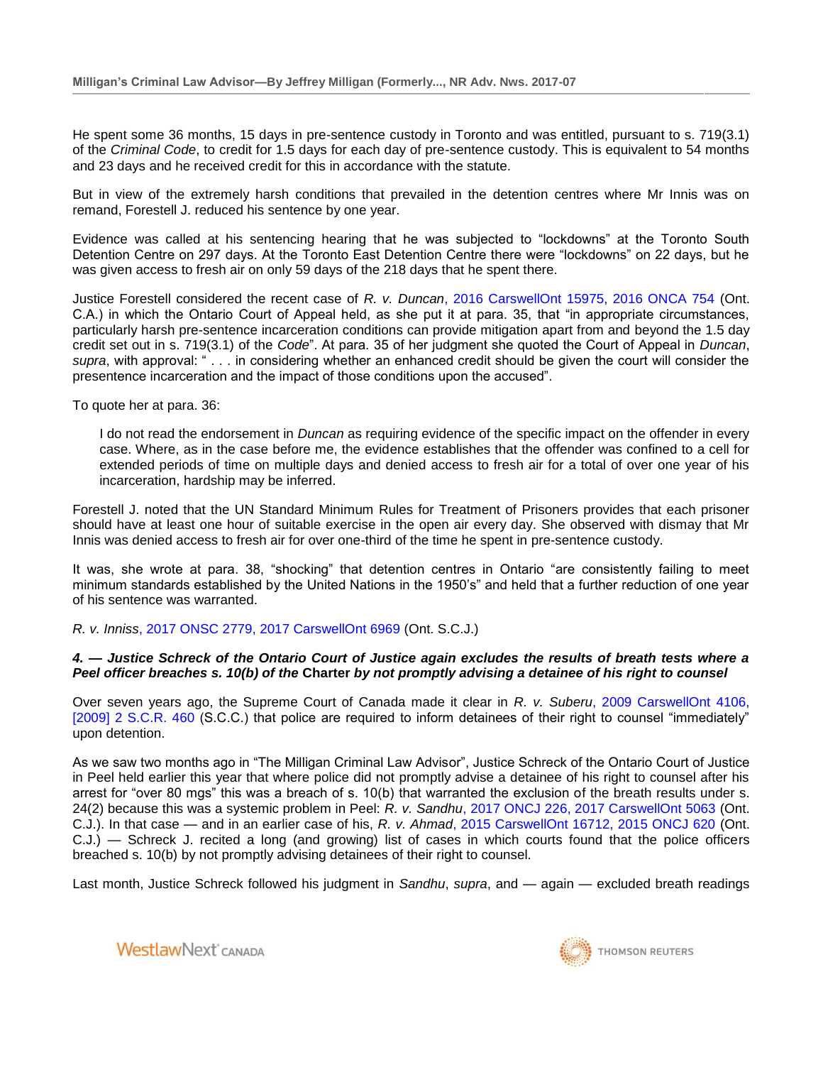He spent some 36 months, 15 days in pre-sentence custody in Toronto and was entitled, pursuant to s. 719(3.1) of the *Criminal Code*, to credit for 1.5 days for each day of pre-sentence custody. This is equivalent to 54 months and 23 days and he received credit for this in accordance with the statute.

But in view of the extremely harsh conditions that prevailed in the detention centres where Mr Innis was on remand, Forestell J. reduced his sentence by one year.

Evidence was called at his sentencing hearing that he was subjected to "lockdowns" at the Toronto South Detention Centre on 297 days. At the Toronto East Detention Centre there were "lockdowns" on 22 days, but he was given access to fresh air on only 59 days of the 218 days that he spent there.

Justice Forestell considered the recent case of *R. v. Duncan*, 2016 CarswellOnt 15975, 2016 ONCA 754 (Ont. C.A.) in which the Ontario Court of Appeal held, as she put it at para. 35, that "in appropriate circumstances, particularly harsh pre-sentence incarceration conditions can provide mitigation apart from and beyond the 1.5 day credit set out in s. 719(3.1) of the *Code*". At para. 35 of her judgment she quoted the Court of Appeal in *Duncan*, *supra*, with approval: " . . . in considering whether an enhanced credit should be given the court will consider the presentence incarceration and the impact of those conditions upon the accused".

To quote her at para. 36:

> I do not read the endorsement in *Duncan* as requiring evidence of the specific impact on the offender in every case. Where, as in the case before me, the evidence establishes that the offender was confined to a cell for extended periods of time on multiple days and denied access to fresh air for a total of over one year of his incarceration, hardship may be inferred.

Forestell J. noted that the UN Standard Minimum Rules for Treatment of Prisoners provides that each prisoner should have at least one hour of suitable exercise in the open air every day. She observed with dismay that Mr Innis was denied access to fresh air for over one-third of the time he spent in pre-sentence custody.

It was, she wrote at para. 38, "shocking" that detention centres in Ontario "are consistently failing to meet minimum standards established by the United Nations in the 1950's" and held that a further reduction of one year of his sentence was warranted.

*R. v. Inniss*, 2017 ONSC 2779, 2017 CarswellOnt 6969 (Ont. S.C.J.)

***4. — Justice Schreck of the Ontario Court of Justice again excludes the results of breath tests where a Peel officer breaches s. 10(b) of the* Charter *by not promptly advising a detainee of his right to counsel***

Over seven years ago, the Supreme Court of Canada made it clear in *R. v. Suberu*, 2009 CarswellOnt 4106, [2009] 2 S.C.R. 460 (S.C.C.) that police are required to inform detainees of their right to counsel "immediately" upon detention.

As we saw two months ago in "The Milligan Criminal Law Advisor", Justice Schreck of the Ontario Court of Justice in Peel held earlier this year that where police did not promptly advise a detainee of his right to counsel after his arrest for "over 80 mgs" this was a breach of s. 10(b) that warranted the exclusion of the breath results under s. 24(2) because this was a systemic problem in Peel: *R. v. Sandhu*, 2017 ONCJ 226, 2017 CarswellOnt 5063 (Ont. C.J.). In that case — and in an earlier case of his, *R. v. Ahmad*, 2015 CarswellOnt 16712, 2015 ONCJ 620 (Ont. C.J.) — Schreck J. recited a long (and growing) list of cases in which courts found that the police officers breached s. 10(b) by not promptly advising detainees of their right to counsel.

Last month, Justice Schreck followed his judgment in *Sandhu*, *supra*, and — again — excluded breath readings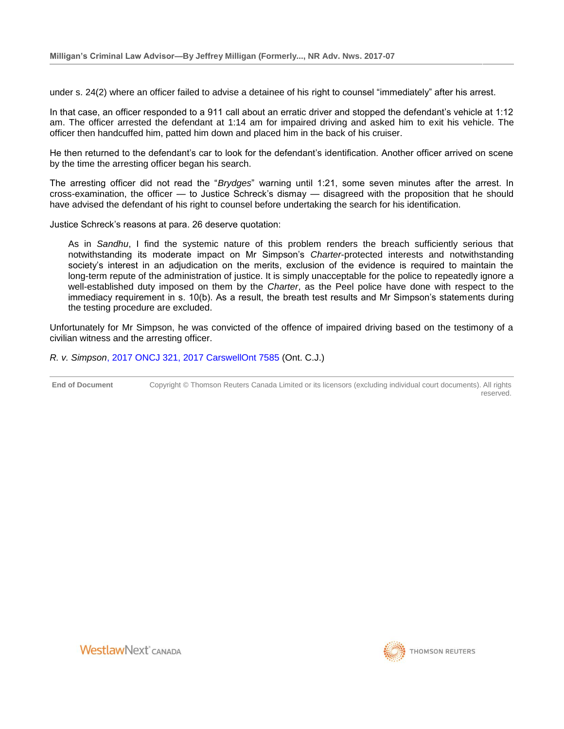under s. 24(2) where an officer failed to advise a detainee of his right to counsel "immediately" after his arrest.

In that case, an officer responded to a 911 call about an erratic driver and stopped the defendant's vehicle at 1:12 am. The officer arrested the defendant at 1:14 am for impaired driving and asked him to exit his vehicle. The officer then handcuffed him, patted him down and placed him in the back of his cruiser.

He then returned to the defendant's car to look for the defendant's identification. Another officer arrived on scene by the time the arresting officer began his search.

The arresting officer did not read the "*Brydges*" warning until 1:21, some seven minutes after the arrest. In cross-examination, the officer — to Justice Schreck's dismay — disagreed with the proposition that he should have advised the defendant of his right to counsel before undertaking the search for his identification.

Justice Schreck's reasons at para. 26 deserve quotation:

> As in *Sandhu*, I find the systemic nature of this problem renders the breach sufficiently serious that notwithstanding its moderate impact on Mr Simpson's *Charter*-protected interests and notwithstanding society's interest in an adjudication on the merits, exclusion of the evidence is required to maintain the long-term repute of the administration of justice. It is simply unacceptable for the police to repeatedly ignore a well-established duty imposed on them by the *Charter*, as the Peel police have done with respect to the immediacy requirement in s. 10(b). As a result, the breath test results and Mr Simpson's statements during the testing procedure are excluded.

Unfortunately for Mr Simpson, he was convicted of the offence of impaired driving based on the testimony of a civilian witness and the arresting officer.

*R. v. Simpson*, 2017 ONCJ 321, 2017 CarswellOnt 7585 (Ont. C.J.)

**End of Document** Copyright © Thomson Reuters Canada Limited or its licensors (excluding individual court documents). All rights reserved.